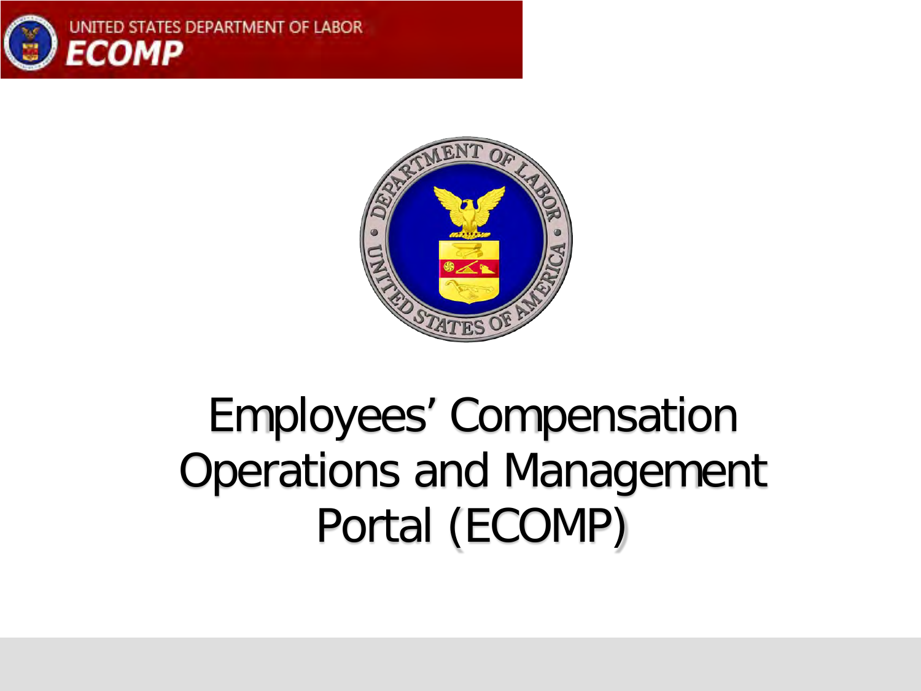UNITED STATES DEPARTMENT OF LABOR

**ECOMP**

# Employees' Compensation Operations and Management Portal (ECOMP)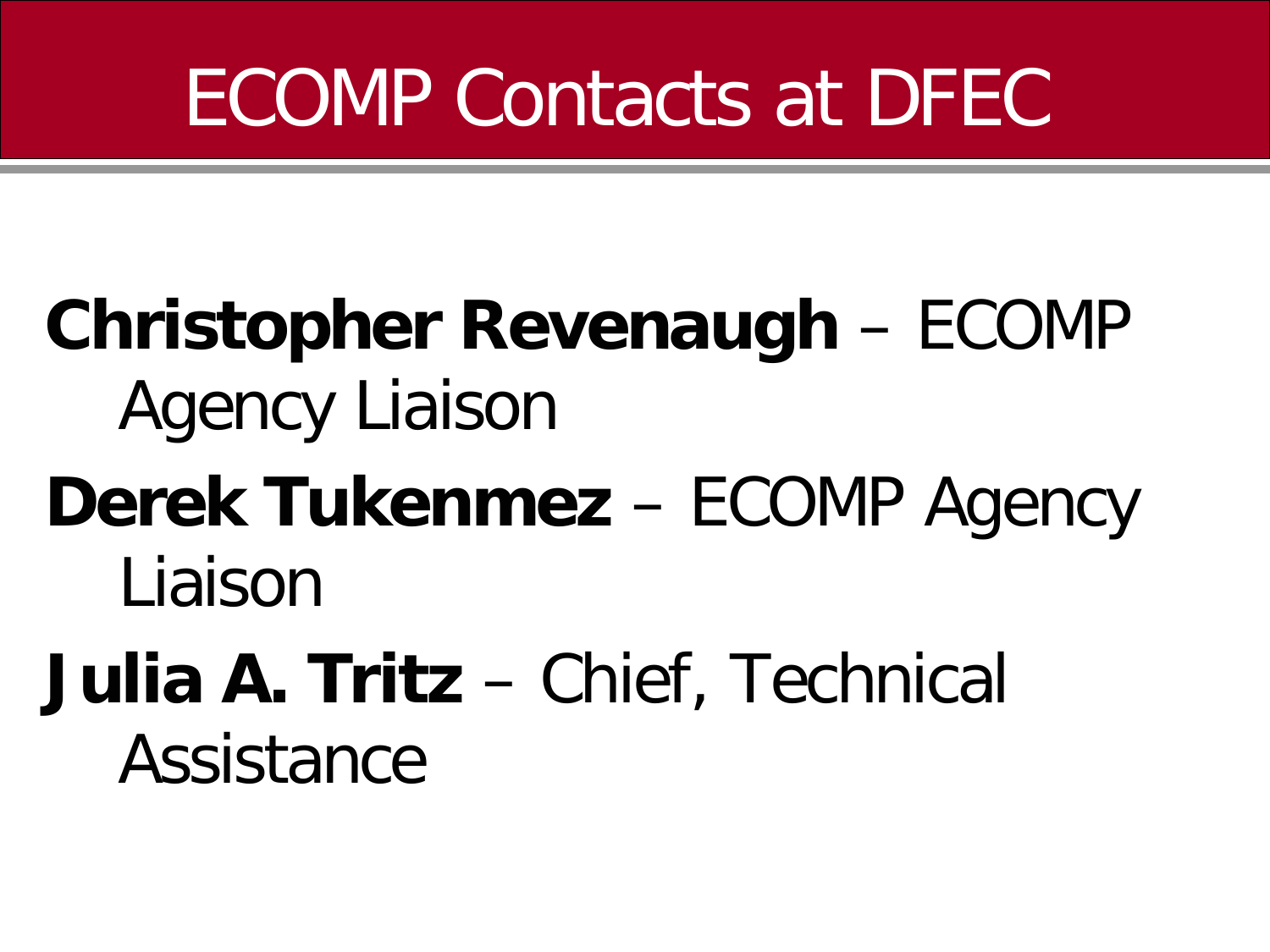# ECOMP Contacts at DFEC

**Christopher Revenaugh** – ECOMP Agency Liaison

**Derek Tukenmez** – ECOMP Agency Liaison

**Julia A. Tritz** – Chief, Technical Assistance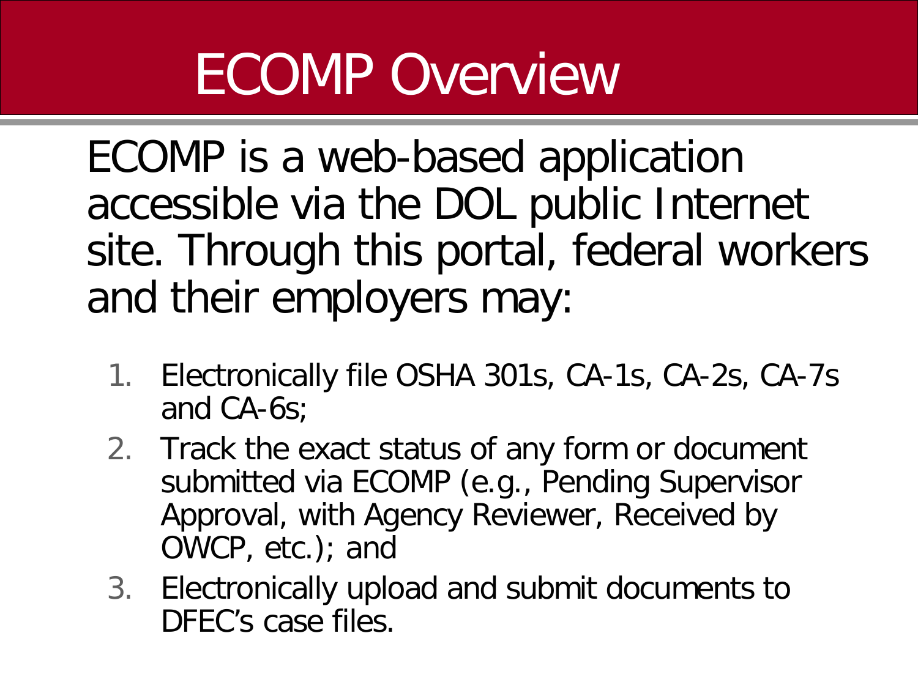# ECOMP Overview

ECOMP is a web-based application accessible via the DOL public Internet site. Through this portal, federal workers and their employers may:

1. Electronically file OSHA 301s, CA-1s, CA-2s, CA-7s and CA-6s;
2. Track the exact status of any form or document submitted via ECOMP (e.g., Pending Supervisor Approval, with Agency Reviewer, Received by OWCP, etc.); and
3. Electronically upload and submit documents to DFEC's case files.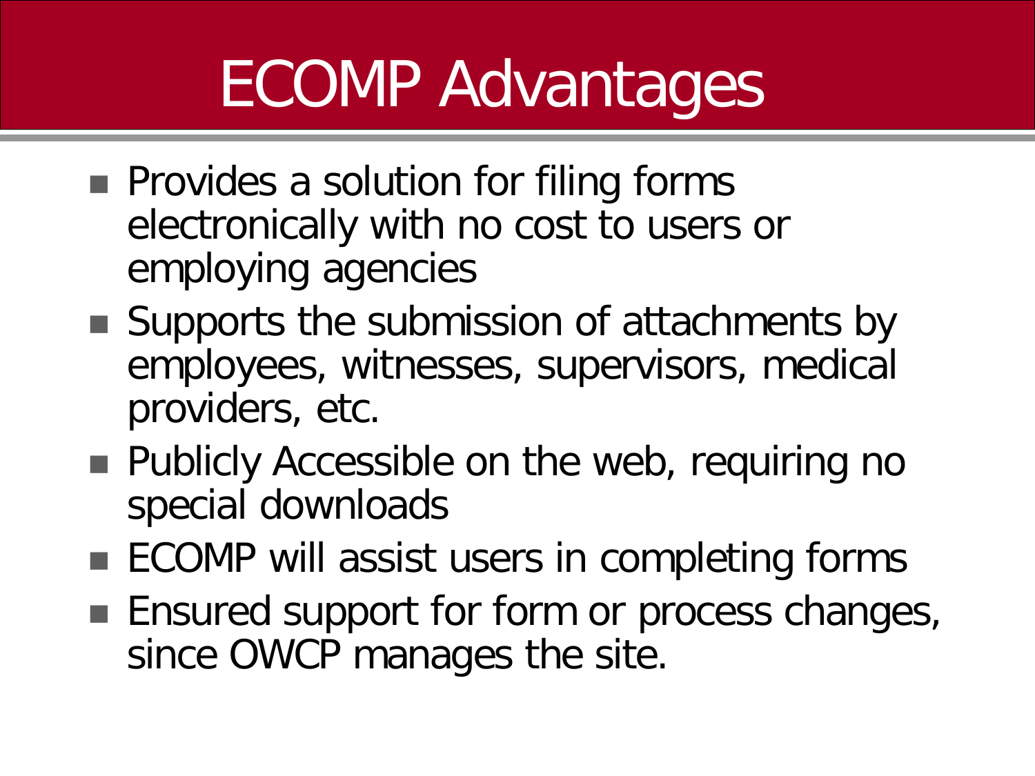# ECOMP Advantages

- Provides a solution for filing forms electronically with no cost to users or employing agencies
- Supports the submission of attachments by employees, witnesses, supervisors, medical providers, etc.
- Publicly Accessible on the web, requiring no special downloads
- ECOMP will assist users in completing forms
- Ensured support for form or process changes, since OWCP manages the site.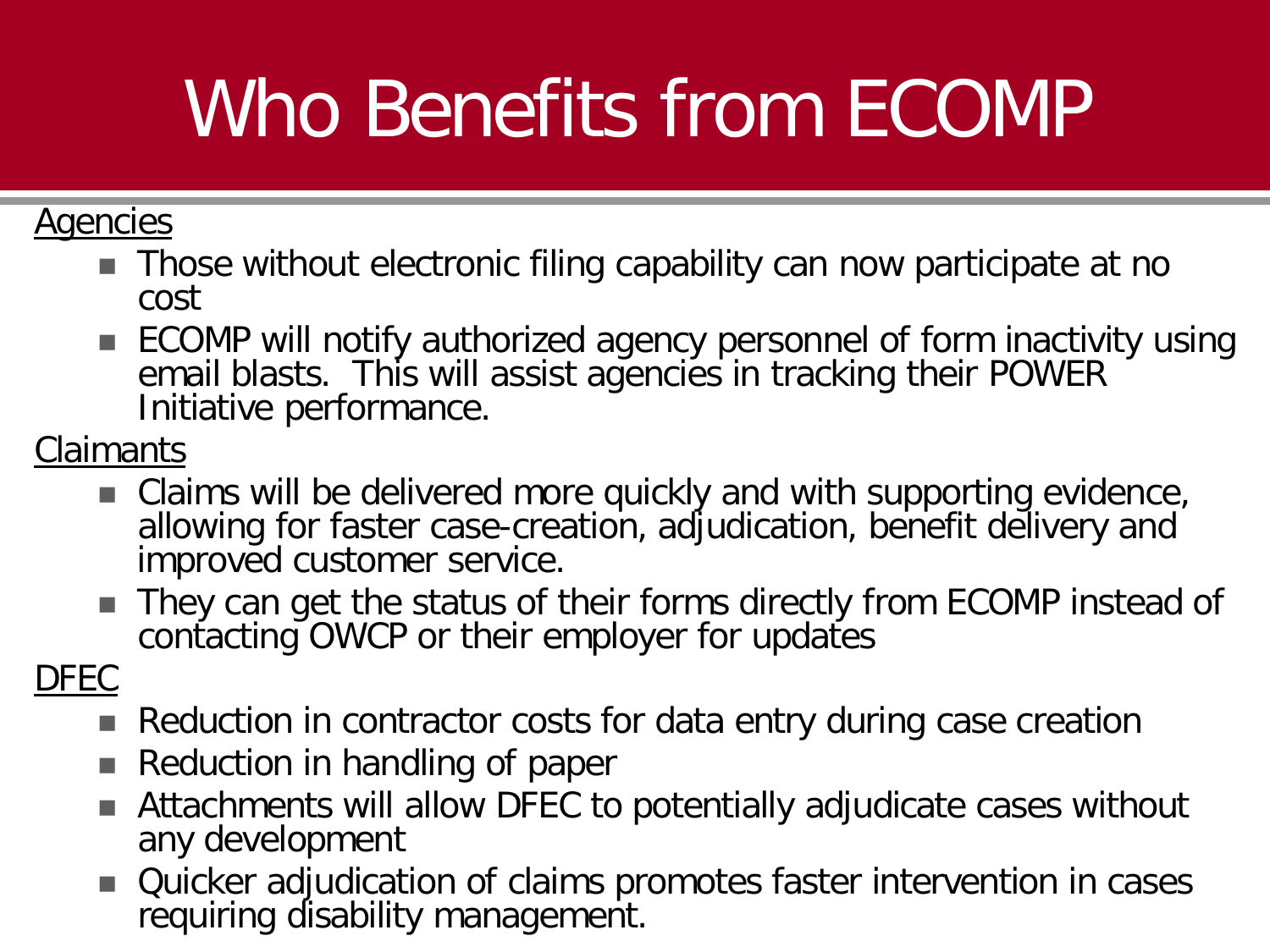# Who Benefits from ECOMP

Agencies

- Those without electronic filing capability can now participate at no cost
- ECOMP will notify authorized agency personnel of form inactivity using email blasts. This will assist agencies in tracking their POWER Initiative performance.

Claimants

- Claims will be delivered more quickly and with supporting evidence, allowing for faster case-creation, adjudication, benefit delivery and improved customer service.
- They can get the status of their forms directly from ECOMP instead of contacting OWCP or their employer for updates

DFEC

- Reduction in contractor costs for data entry during case creation
- Reduction in handling of paper
- Attachments will allow DFEC to potentially adjudicate cases without any development
- Quicker adjudication of claims promotes faster intervention in cases requiring disability management.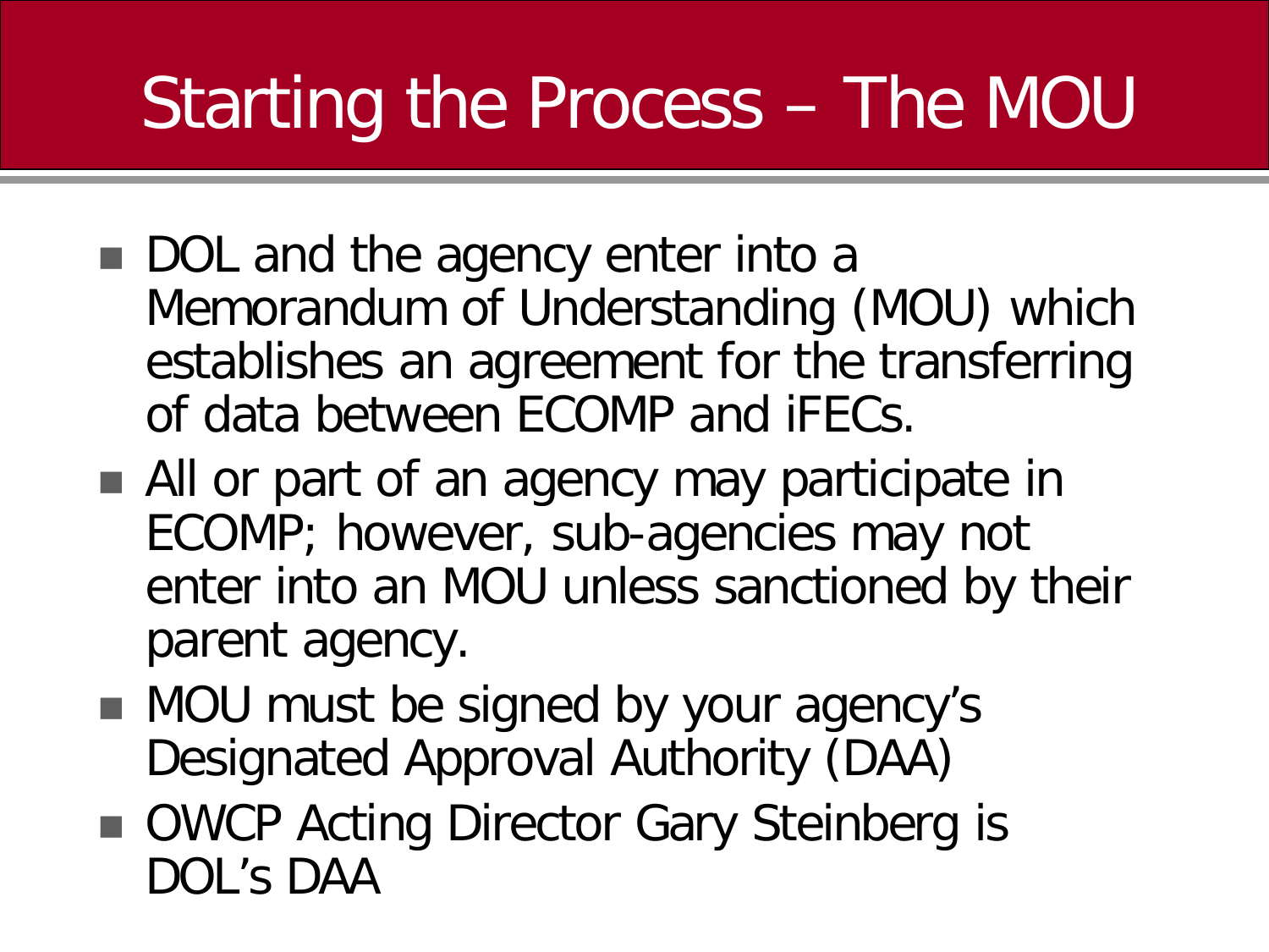# Starting the Process – The MOU

- DOL and the agency enter into a Memorandum of Understanding (MOU) which establishes an agreement for the transferring of data between ECOMP and iFECs.
- All or part of an agency may participate in ECOMP; however, sub-agencies may not enter into an MOU unless sanctioned by their parent agency.
- MOU must be signed by your agency's Designated Approval Authority (DAA)
- OWCP Acting Director Gary Steinberg is DOL's DAA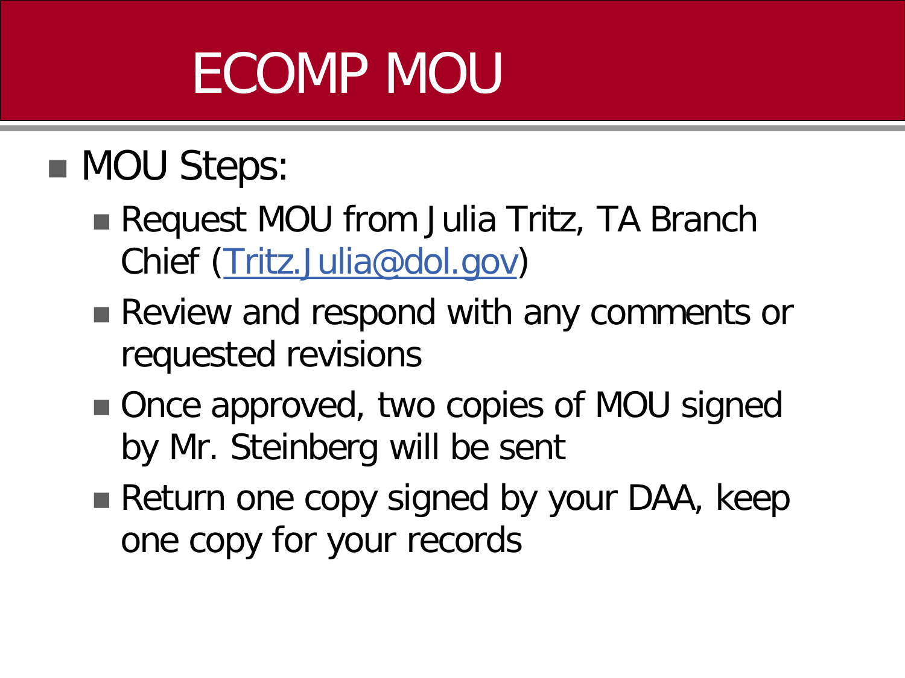# ECOMP MOU

- MOU Steps:
  - Request MOU from Julia Tritz, TA Branch Chief (Tritz.Julia@dol.gov)
  - Review and respond with any comments or requested revisions
  - Once approved, two copies of MOU signed by Mr. Steinberg will be sent
  - Return one copy signed by your DAA, keep one copy for your records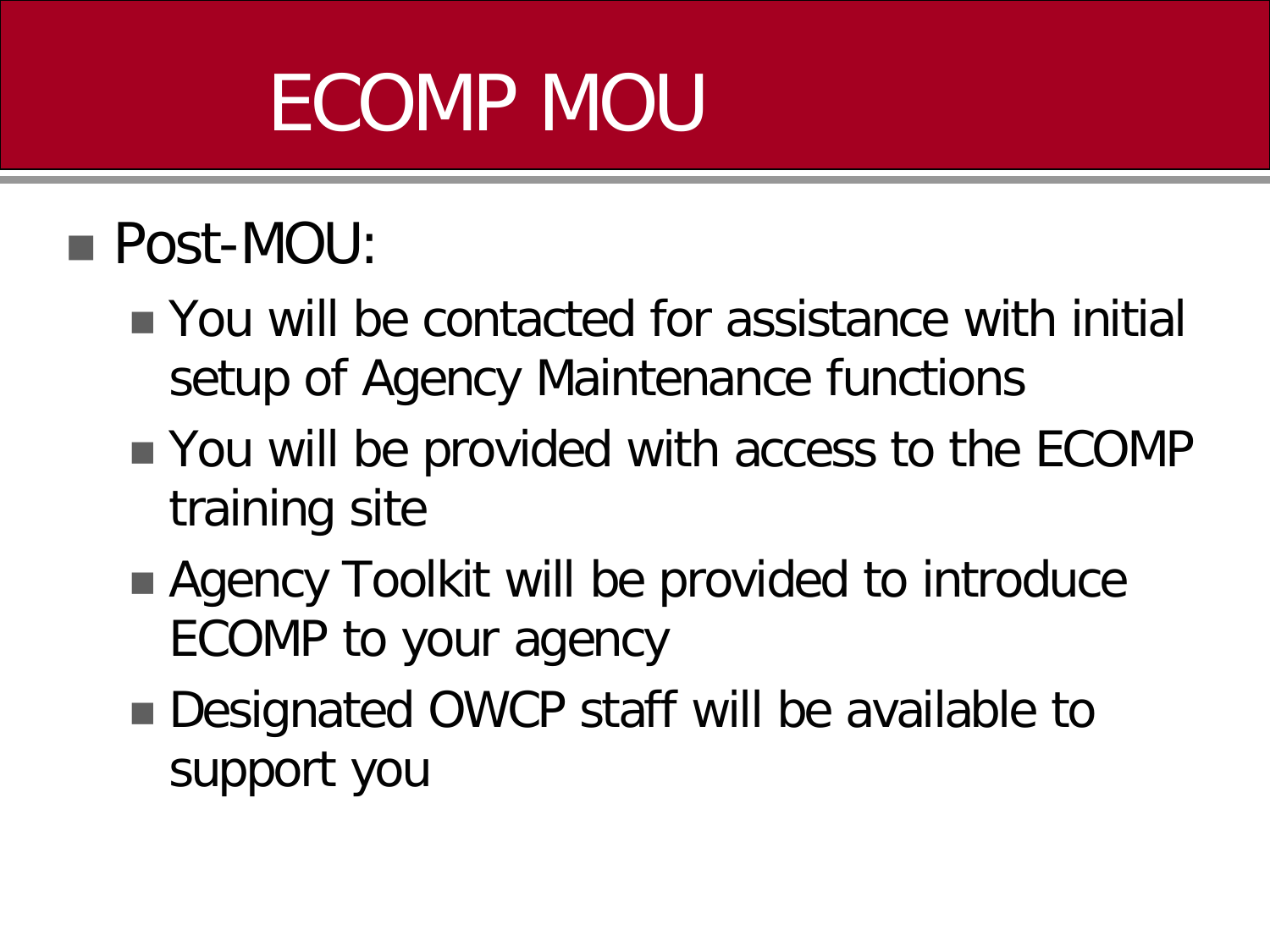# ECOMP MOU

- Post-MOU:
  - You will be contacted for assistance with initial setup of Agency Maintenance functions
  - You will be provided with access to the ECOMP training site
  - Agency Toolkit will be provided to introduce ECOMP to your agency
  - Designated OWCP staff will be available to support you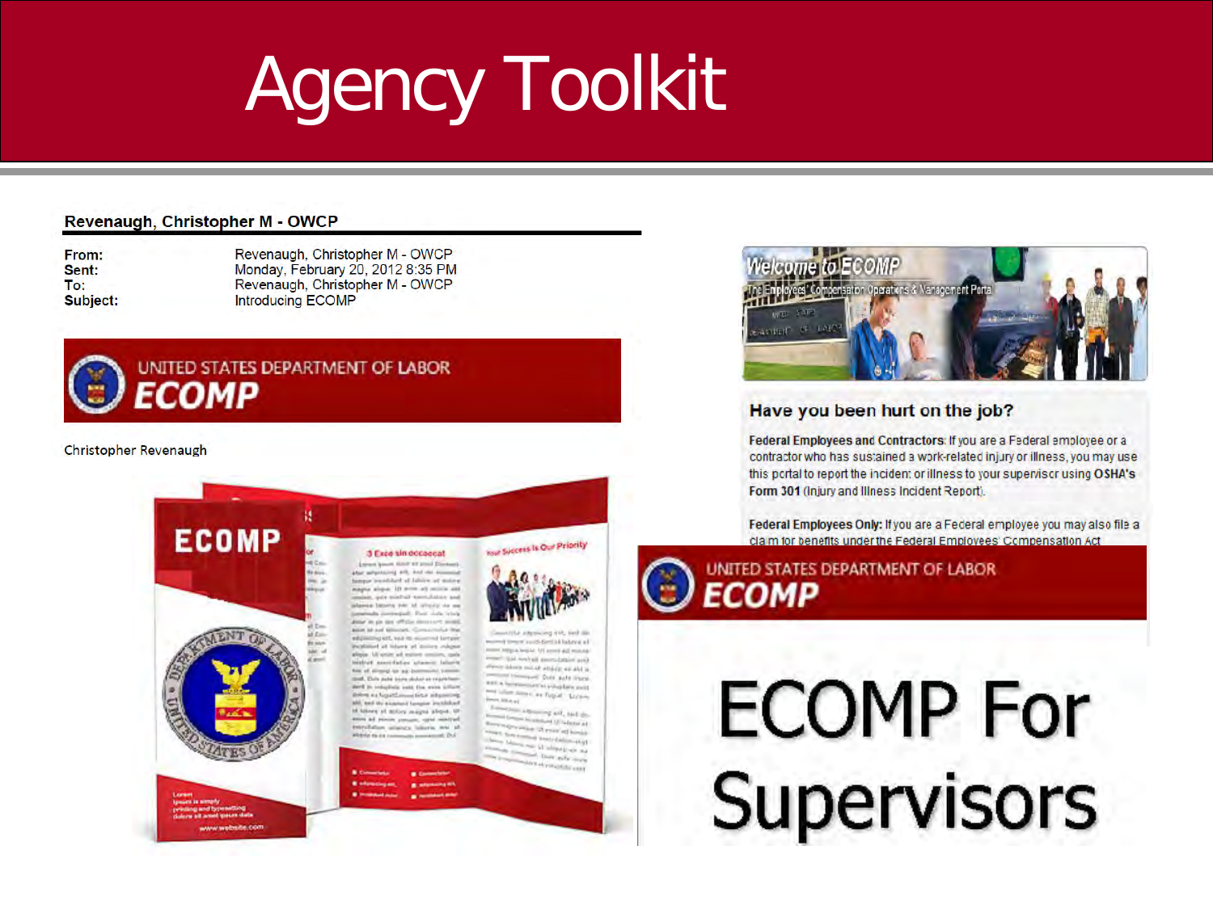# Agency Toolkit

**Revenaugh, Christopher M - OWCP**

| | |
|---|---|
| **From:** | Revenaugh, Christopher M - OWCP |
| **Sent:** | Monday, February 20, 2012 8:35 PM |
| **To:** | Revenaugh, Christopher M - OWCP |
| **Subject:** | Introducing ECOMP |

UNITED STATES DEPARTMENT OF LABOR
**ECOMP**

Christopher Revenaugh

ECOMP

Welcome to ECOMP
The Employees' Compensation Operations & Management Portal

**Have you been hurt on the job?**

**Federal Employees and Contractors:** If you are a Federal employee or a contractor who has sustained a work-related injury or illness, you may use this portal to report the incident or illness to your supervisor using OSHA's **Form 301** (Injury and Illness Incident Report).

**Federal Employees Only:** If you are a Federal employee you may also file a claim for benefits under the Federal Employees' Compensation Act

UNITED STATES DEPARTMENT OF LABOR
**ECOMP**

# ECOMP For Supervisors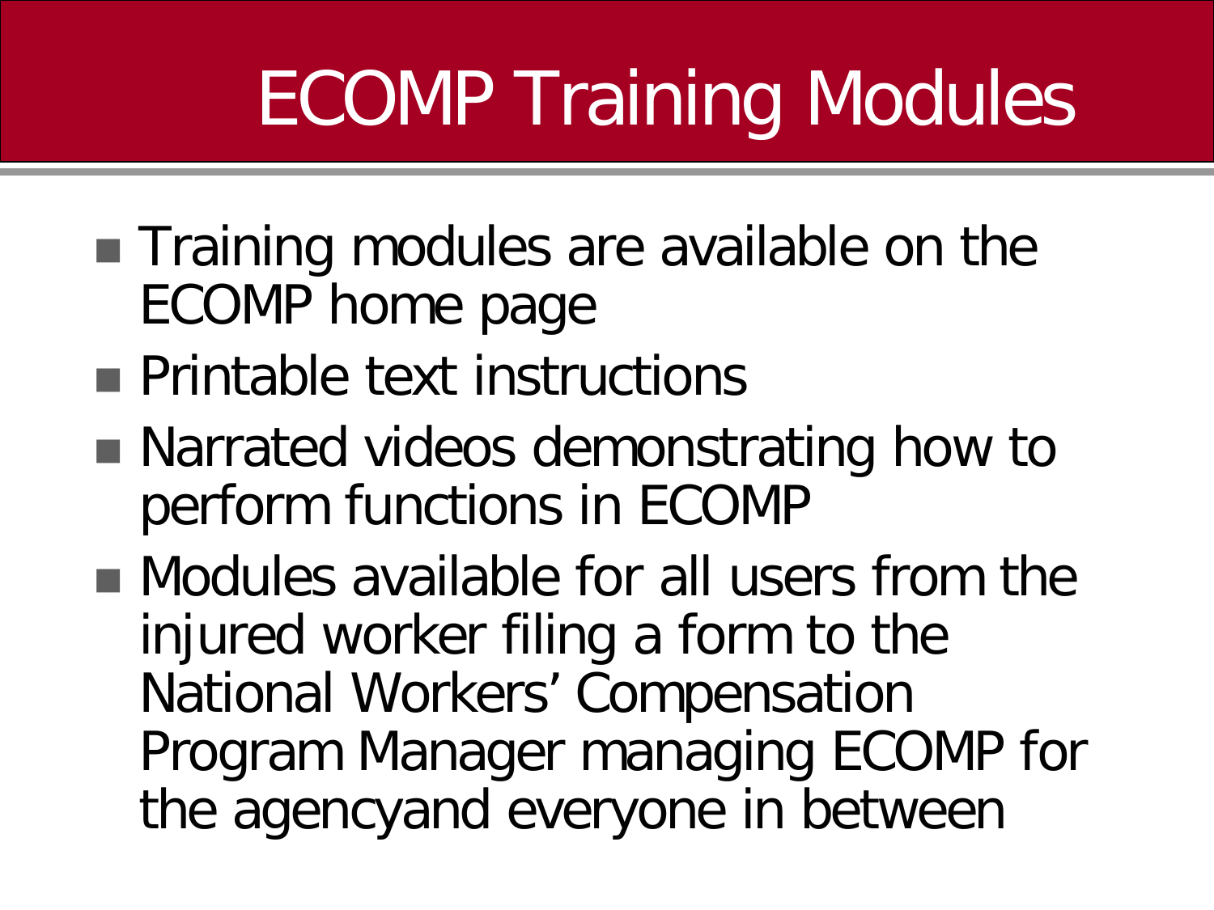# ECOMP Training Modules

- Training modules are available on the ECOMP home page
- Printable text instructions
- Narrated videos demonstrating how to perform functions in ECOMP
- Modules available for all users from the injured worker filing a form to the National Workers' Compensation Program Manager managing ECOMP for the agencyand everyone in between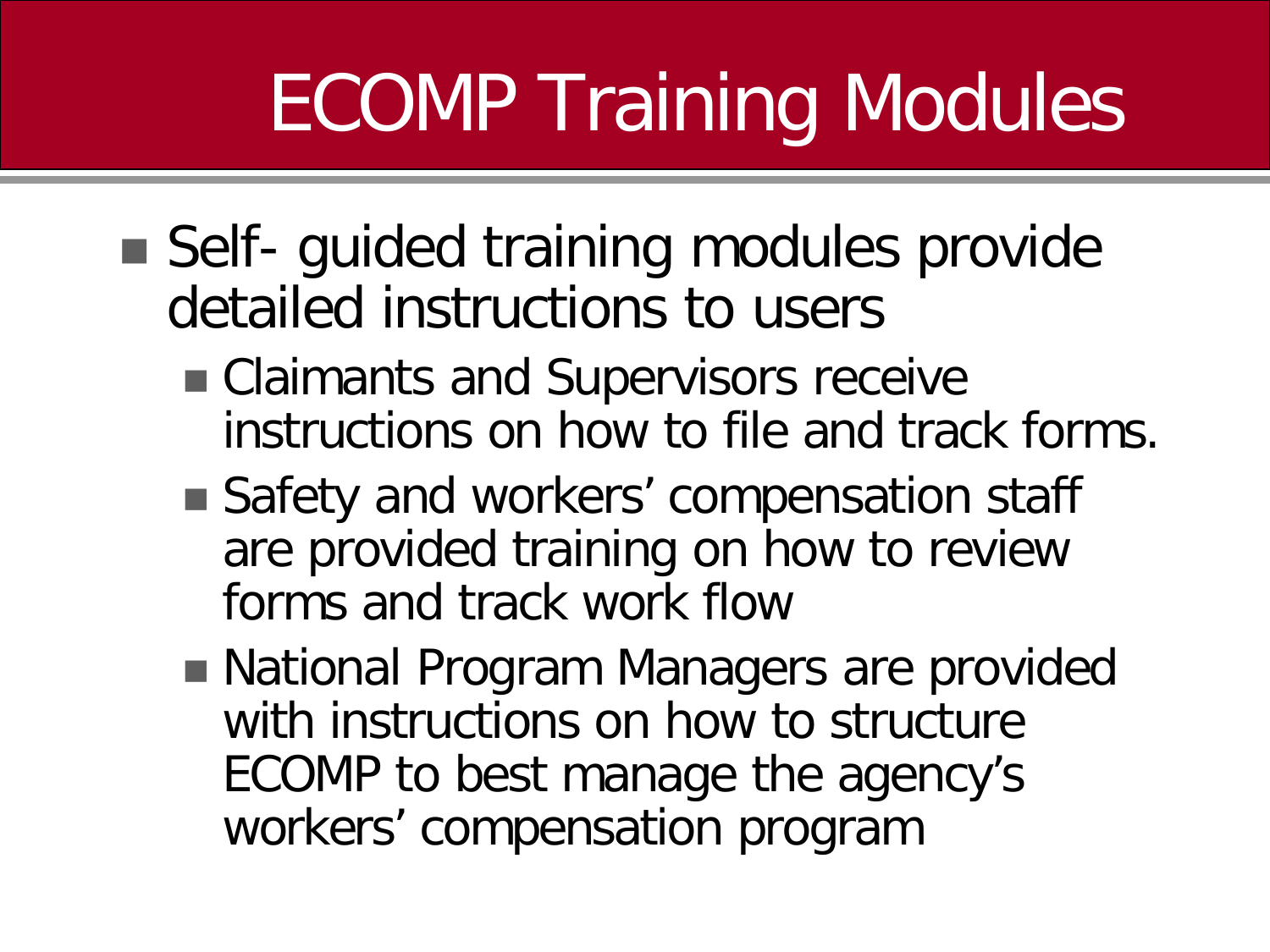# ECOMP Training Modules

- Self- guided training modules provide detailed instructions to users
  - Claimants and Supervisors receive instructions on how to file and track forms.
  - Safety and workers' compensation staff are provided training on how to review forms and track work flow
  - National Program Managers are provided with instructions on how to structure ECOMP to best manage the agency's workers' compensation program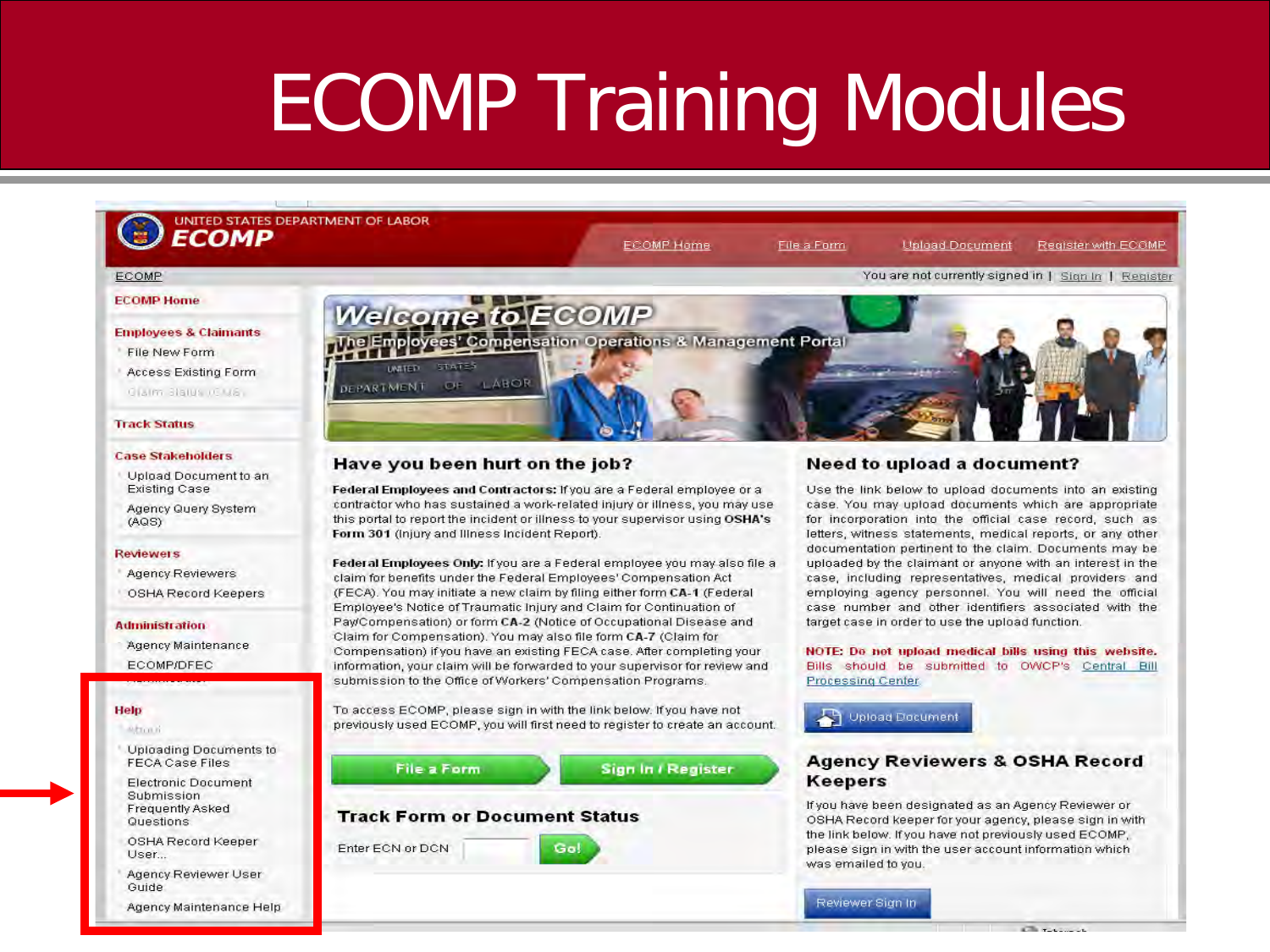# ECOMP Training Modules

UNITED STATES DEPARTMENT OF LABOR
**ECOMP**

ECOMP Home | File a Form | Upload Document | Register with ECOMP

ECOMP

You are not currently signed in | Sign In | Register

**ECOMP Home**

**Employees & Claimants**
- File New Form
- Access Existing Form
- Claim Status (CMS)

**Track Status**

**Case Stakeholders**
- Upload Document to an Existing Case
- Agency Query System (AQS)

**Reviewers**
- Agency Reviewers
- OSHA Record Keepers

**Administration**
- Agency Maintenance
- ECOMP/DFEC Administration

**Help**
- About
- Uploading Documents to FECA Case Files
- Electronic Document Submission Frequently Asked Questions
- OSHA Record Keeper User...
- Agency Reviewer User Guide
- Agency Maintenance Help

## Welcome to ECOMP

The Employees' Compensation Operations & Management Portal

### Have you been hurt on the job?

**Federal Employees and Contractors:** If you are a Federal employee or a contractor who has sustained a work-related injury or illness, you may use this portal to report the incident or illness to your supervisor using **OSHA's Form 301** (Injury and Illness Incident Report).

**Federal Employees Only:** If you are a Federal employee you may also file a claim for benefits under the Federal Employees' Compensation Act (FECA). You may initiate a new claim by filing either form **CA-1** (Federal Employee's Notice of Traumatic Injury and Claim for Continuation of Pay/Compensation) or form **CA-2** (Notice of Occupational Disease and Claim for Compensation). You may also file form **CA-7** (Claim for Compensation) if you have an existing FECA case. After completing your information, your claim will be forwarded to your supervisor for review and submission to the Office of Workers' Compensation Programs.

To access ECOMP, please sign in with the link below. If you have not previously used ECOMP, you will first need to register to create an account.

File a Form | Sign In / Register

### Track Form or Document Status

Enter ECN or DCN [ ] Go!

### Need to upload a document?

Use the link below to upload documents into an existing case. You may upload documents which are appropriate for incorporation into the official case record, such as letters, witness statements, medical reports, or any other documentation pertinent to the claim. Documents may be uploaded by the claimant or anyone with an interest in the case, including representatives, medical providers and employing agency personnel. You will need the official case number and other identifiers associated with the target case in order to use the upload function.

NOTE: Do not upload medical bills using this website. Bills should be submitted to OWCP's Central Bill Processing Center.

Upload Document

### Agency Reviewers & OSHA Record Keepers

If you have been designated as an Agency Reviewer or OSHA Record keeper for your agency, please sign in with the link below. If you have not previously used ECOMP, please sign in with the user account information which was emailed to you.

Reviewer Sign In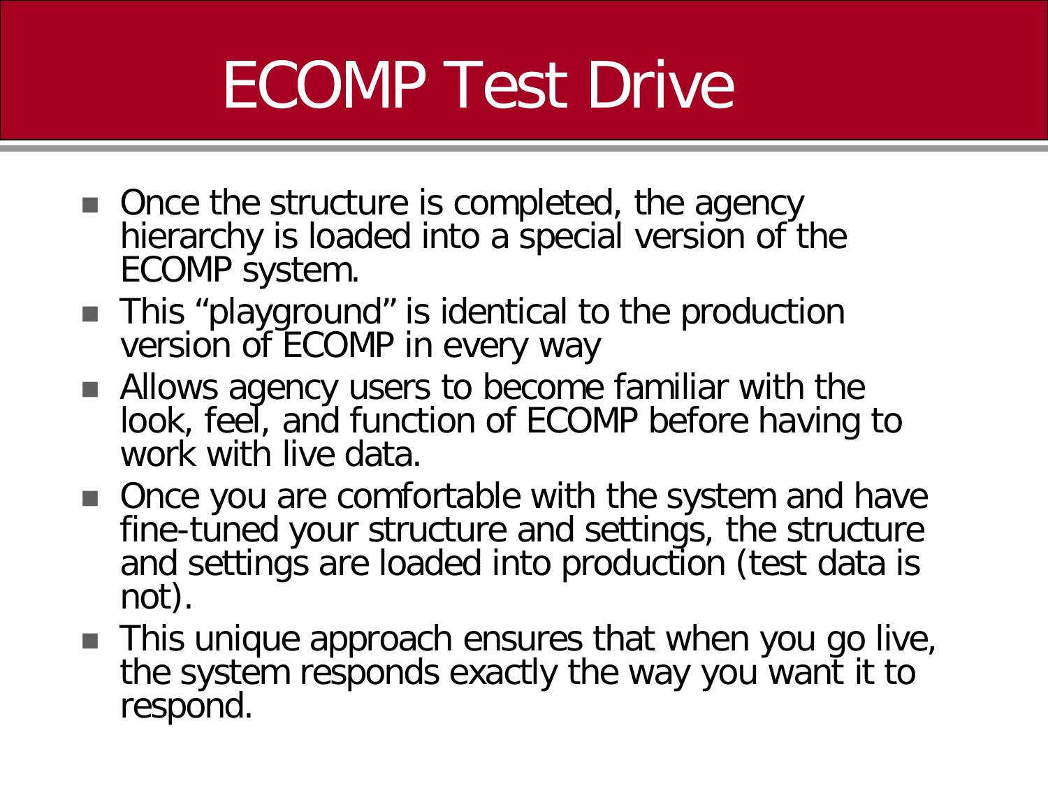# ECOMP Test Drive

- Once the structure is completed, the agency hierarchy is loaded into a special version of the ECOMP system.
- This "playground" is identical to the production version of ECOMP in every way
- Allows agency users to become familiar with the look, feel, and function of ECOMP before having to work with live data.
- Once you are comfortable with the system and have fine-tuned your structure and settings, the structure and settings are loaded into production (test data is not).
- This unique approach ensures that when you go live, the system responds exactly the way you want it to respond.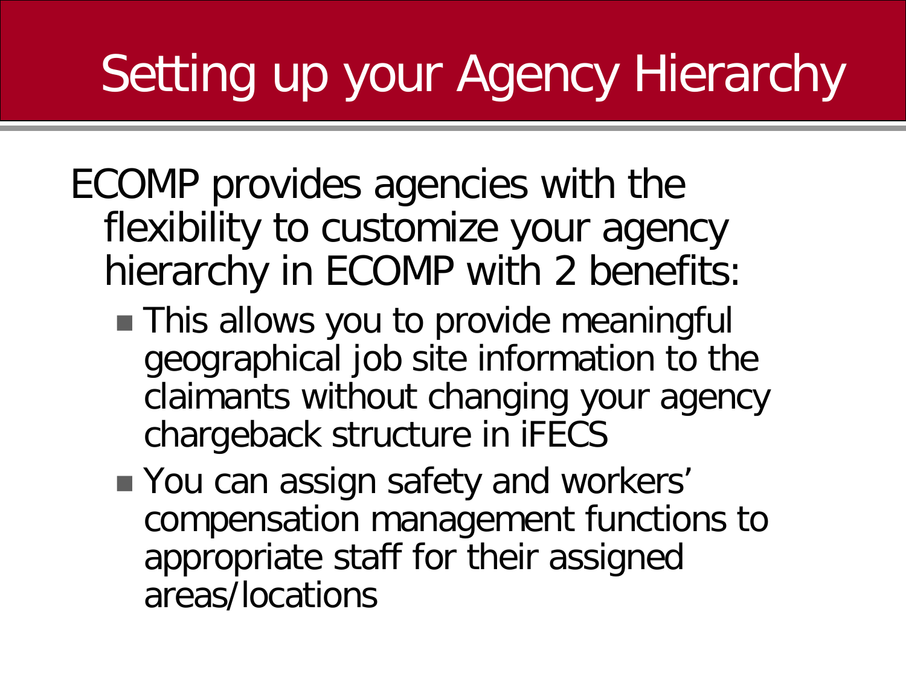# Setting up your Agency Hierarchy

ECOMP provides agencies with the flexibility to customize your agency hierarchy in ECOMP with 2 benefits:

- This allows you to provide meaningful geographical job site information to the claimants without changing your agency chargeback structure in iFECS
- You can assign safety and workers' compensation management functions to appropriate staff for their assigned areas/locations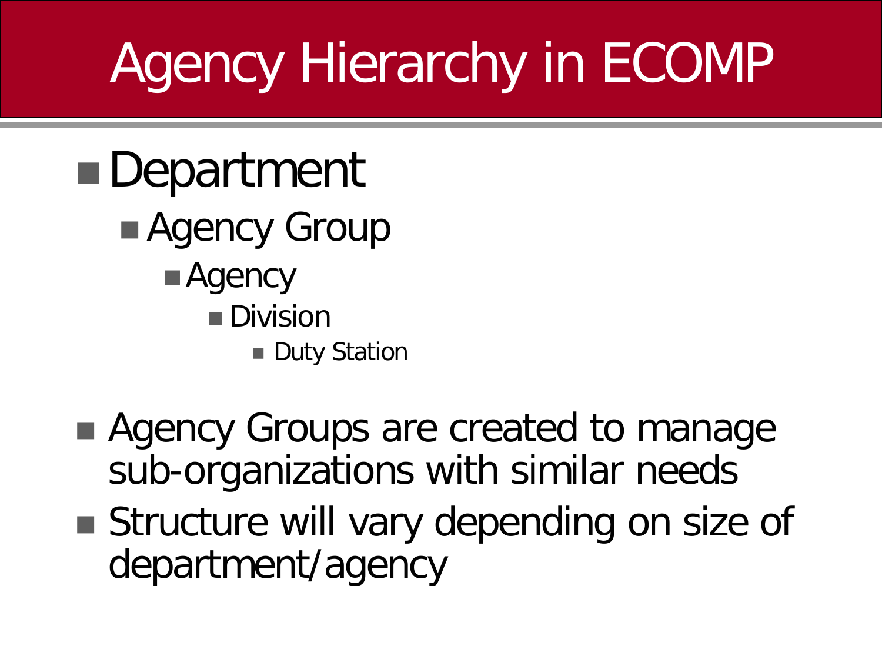# Agency Hierarchy in ECOMP

- Department
  - Agency Group
    - Agency
      - Division
        - Duty Station

- Agency Groups are created to manage sub-organizations with similar needs
- Structure will vary depending on size of department/agency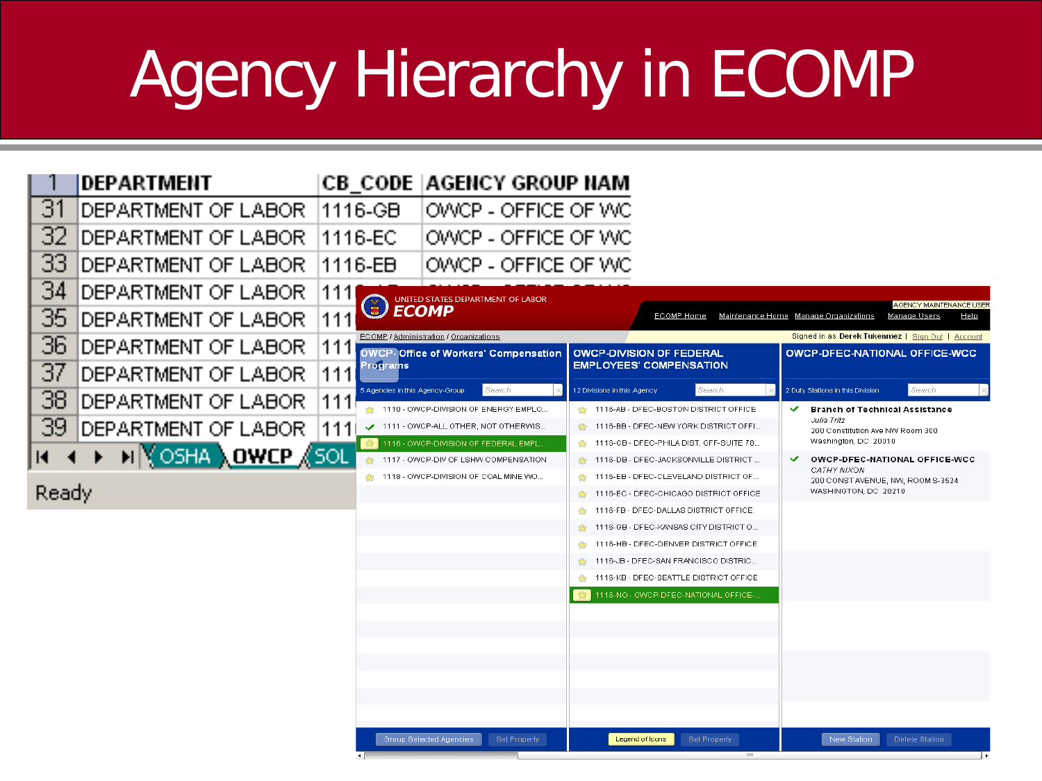# Agency Hierarchy in ECOMP

| 1 | DEPARTMENT | CB_CODE | AGENCY GROUP NAM |
|---|---|---|---|
| 31 | DEPARTMENT OF LABOR | 1116-GB | OWCP - OFFICE OF WC |
| 32 | DEPARTMENT OF LABOR | 1116-EC | OWCP - OFFICE OF WC |
| 33 | DEPARTMENT OF LABOR | 1116-EB | OWCP - OFFICE OF WC |
| 34 | DEPARTMENT OF LABOR | 111 | |
| 35 | DEPARTMENT OF LABOR | 111 | |
| 36 | DEPARTMENT OF LABOR | 111 | |
| 37 | DEPARTMENT OF LABOR | 111 | |
| 38 | DEPARTMENT OF LABOR | 111 | |
| 39 | DEPARTMENT OF LABOR | 111 | |

OSHA | OWCP | SOL

Ready

UNITED STATES DEPARTMENT OF LABOR
**ECOMP**

AGENCY MAINTENANCE USER

ECOMP Home | Maintenance Home | Manage Organizations | Manage Users | Help

ECOMP / Administration / Organizations

Signed in as **Derek Tukenmez** | Sign Out | Account

**OWCP- Office of Workers' Compensation Programs**

5 Agencies in this Agency-Group

- 1110 - OWCP-DIVISION OF ENERGY EMPLO...
- 1111 - OWCP-ALL OTHER, NOT OTHERWIS...
- 1116 - OWCP-DIVISION OF FEDERAL EMPL...
- 1117 - OWCP-DIV OF LSHW COMPENSATION
- 1118 - OWCP-DIVISION OF COAL MINE WO...

Group Selected Agencies | Set Property

**OWCP-DIVISION OF FEDERAL EMPLOYEES' COMPENSATION**

12 Divisions in this Agency

- 1116-AB - DFEC-BOSTON DISTRICT OFFICE
- 1116-BB - DFEC-NEW YORK DISTRICT OFFI...
- 1116-CB - DFEC-PHILA DIST. OFF-SUITE 78...
- 1116-DB - DFEC-JACKSONVILLE DISTRICT ...
- 1116-EB - DFEC-CLEVELAND DISTRICT OF...
- 1116-EC - DFEC-CHICAGO DISTRICT OFFICE
- 1116-FB - DFEC-DALLAS DISTRICT OFFICE
- 1116-GB - DFEC-KANSAS CITY DISTRICT O...
- 1116-HB - DFEC-DENVER DISTRICT OFFICE
- 1116-JB - DFEC-SAN FRANCISCO DISTRIC...
- 1116-KB - DFEC-SEATTLE DISTRICT OFFICE
- 1116-NO - OWCP-DFEC-NATIONAL OFFICE-...

Legend of Icons | Set Property

**OWCP-DFEC-NATIONAL OFFICE-WCC**

2 Duty Stations in this Division

- **Branch of Technical Assistance**
  *Julia Tritz*
  200 Constitution Ave NW Room 300
  Washington, DC 20010
- **OWCP-DFEC-NATIONAL OFFICE-WCC**
  *CATHY NIXON*
  200 CONST AVENUE, NW, ROOM S-3524
  WASHINGTON, DC 20210

New Station | Delete Station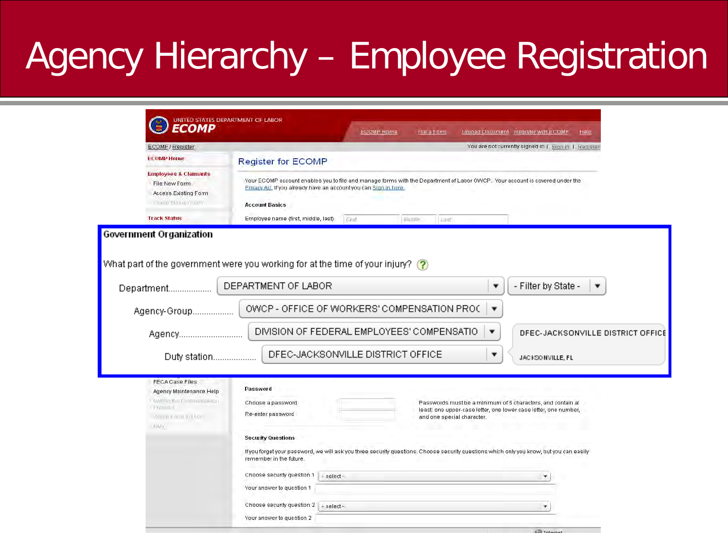# Agency Hierarchy – Employee Registration

UNITED STATES DEPARTMENT OF LABOR
**ECOMP**

ECOMP Home | File a Form | Upload Document | Register with ECOMP | Help

ECOMP / Register

You are not currently signed in | Sign In | Register

- ECOMP Home
- Employees & Claimants
  - File New Form
  - Access Existing Form
  - Claim Status (ICS)
- Track Status
- FECA Case Files
- Agency Maintenance Help
- Inside the Compensation Process
- Where's my SF List
- FAQ

## Register for ECOMP

Your ECOMP account enables you to file and manage forms with the Department of Labor OWCP. Your account is covered under the Privacy Act. If you already have an account you can Sign in here.

**Account Basics**

Employee name (first, middle, last) First Middle Last

**Government Organization**

What part of the government were you working for at the time of your injury? ?

Department.................. DEPARTMENT OF LABOR | - Filter by State -

Agency-Group.................. OWCP - OFFICE OF WORKERS' COMPENSATION PROC

Agency............................ DIVISION OF FEDERAL EMPLOYEES' COMPENSATIO

Duty station.................. DFEC-JACKSONVILLE DISTRICT OFFICE

DFEC-JACKSONVILLE DISTRICT OFFICE
JACKSONVILLE, FL

**Password**

Choose a password

Re-enter password

Passwords must be a minimum of 8 characters, and contain at least: one upper-case letter, one lower case letter, one number, and one special character.

**Security Questions**

If you forget your password, we will ask you three security questions. Choose security questions which only you know, but you can easily remember in the future.

Choose security question 1 - select -

Your answer to question 1

Choose security question 2 - select -

Your answer to question 2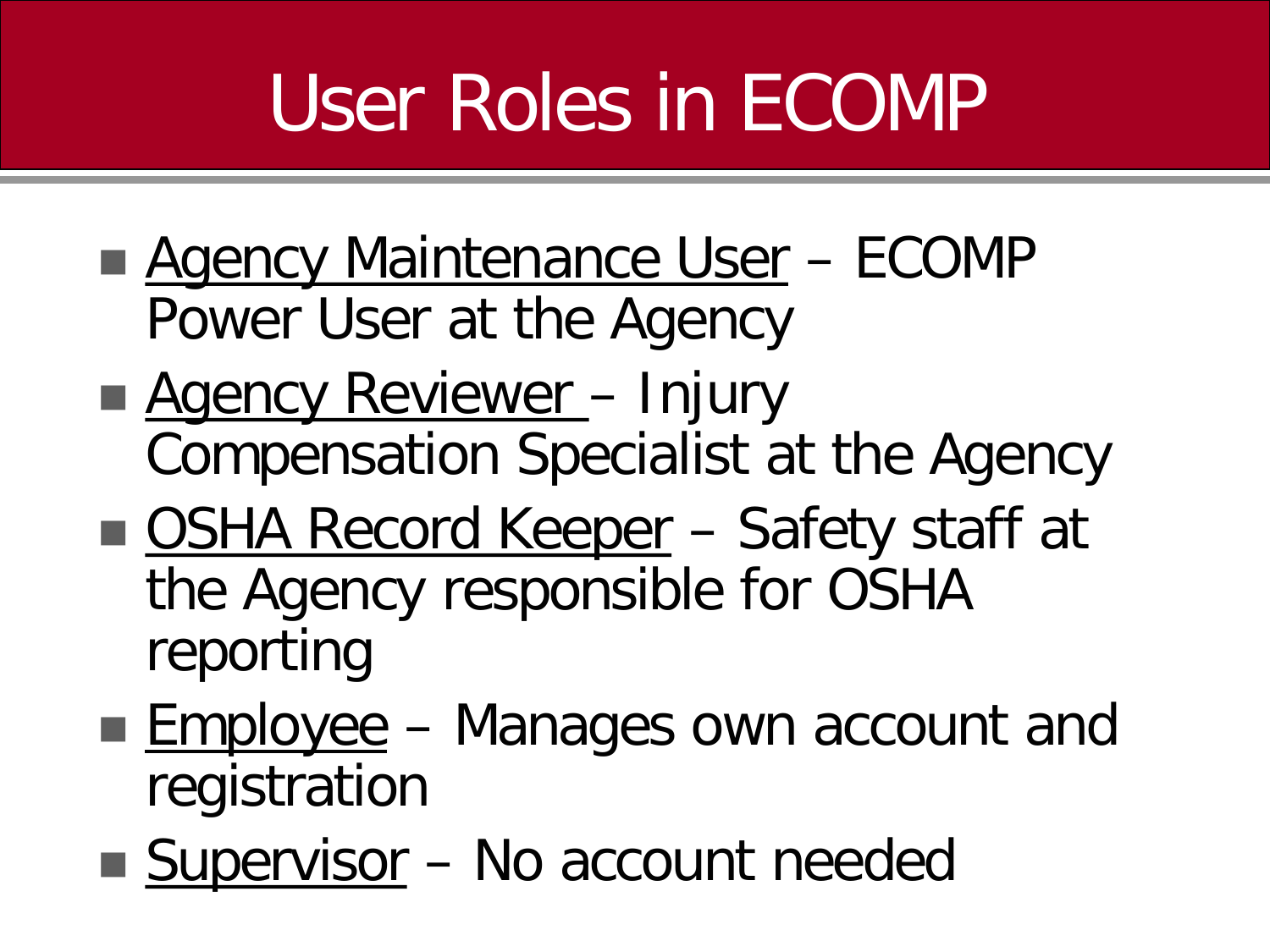# User Roles in ECOMP

- Agency Maintenance User – ECOMP Power User at the Agency
- Agency Reviewer – Injury Compensation Specialist at the Agency
- OSHA Record Keeper – Safety staff at the Agency responsible for OSHA reporting
- Employee – Manages own account and registration
- Supervisor – No account needed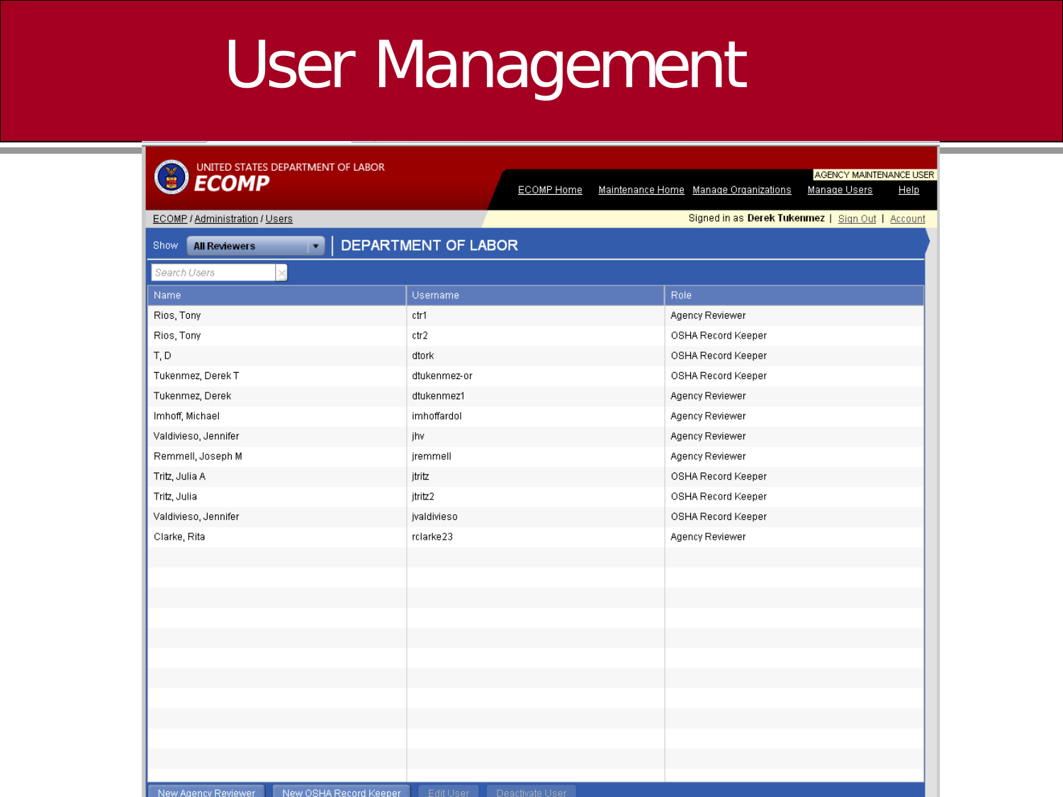# User Management

UNITED STATES DEPARTMENT OF LABOR
ECOMP

AGENCY MAINTENANCE USER

ECOMP Home | Maintenance Home | Manage Organizations | Manage Users | Help

ECOMP / Administration / Users

Signed in as **Derek Tukenmez** | Sign Out | Account

Show: **All Reviewers** | DEPARTMENT OF LABOR

Search Users

| Name | Username | Role |
|---|---|---|
| Rios, Tony | ctr1 | Agency Reviewer |
| Rios, Tony | ctr2 | OSHA Record Keeper |
| T, D | dtork | OSHA Record Keeper |
| Tukenmez, Derek T | dtukenmez-or | OSHA Record Keeper |
| Tukenmez, Derek | dtukenmez1 | Agency Reviewer |
| Imhoff, Michael | imhoffardol | Agency Reviewer |
| Valdivieso, Jennifer | jhv | Agency Reviewer |
| Remmell, Joseph M | jremmell | Agency Reviewer |
| Tritz, Julia A | jtritz | OSHA Record Keeper |
| Tritz, Julia | jtritz2 | OSHA Record Keeper |
| Valdivieso, Jennifer | jvaldivieso | OSHA Record Keeper |
| Clarke, Rita | rclarke23 | Agency Reviewer |

New Agency Reviewer | New OSHA Record Keeper | Edit User | Deactivate User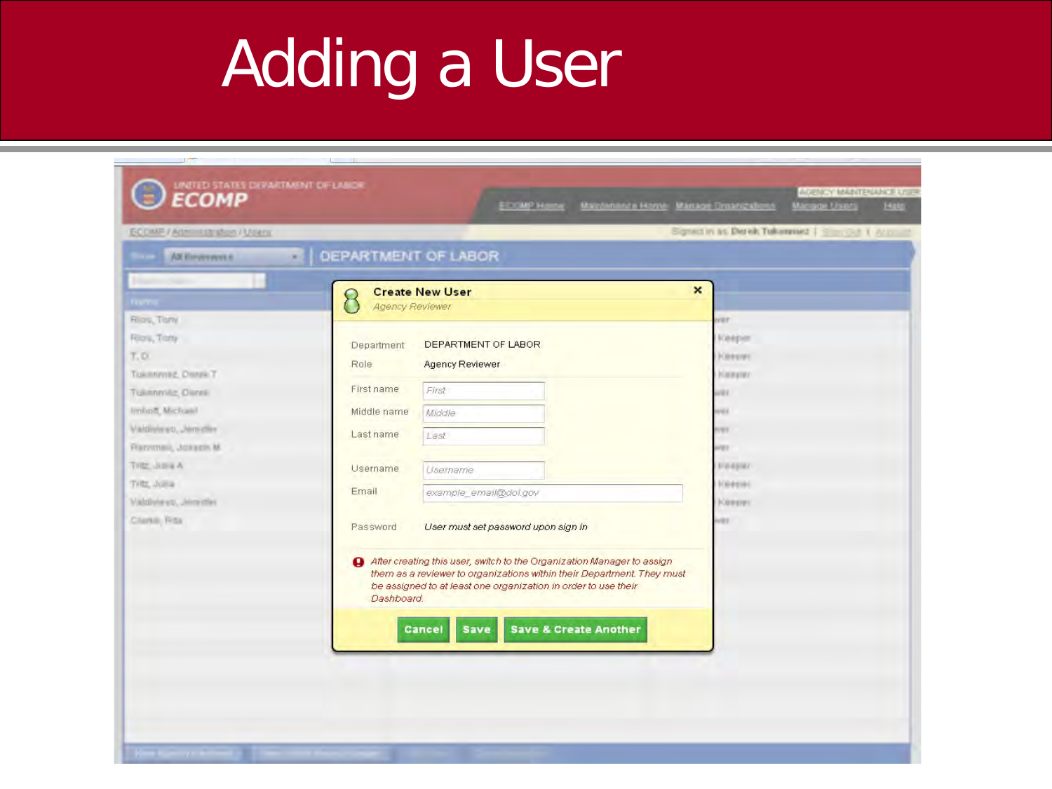# Adding a User

**Create New User**

*Agency Reviewer*

Department: DEPARTMENT OF LABOR

Role: Agency Reviewer

First name: First

Middle name: Middle

Last name: Last

Username: Username

Email: example_email@dol.gov

Password: *User must set password upon sign in*

*After creating this user, switch to the Organization Manager to assign them as a reviewer to organizations within their Department. They must be assigned to at least one organization in order to use their Dashboard.*

Cancel | Save | Save & Create Another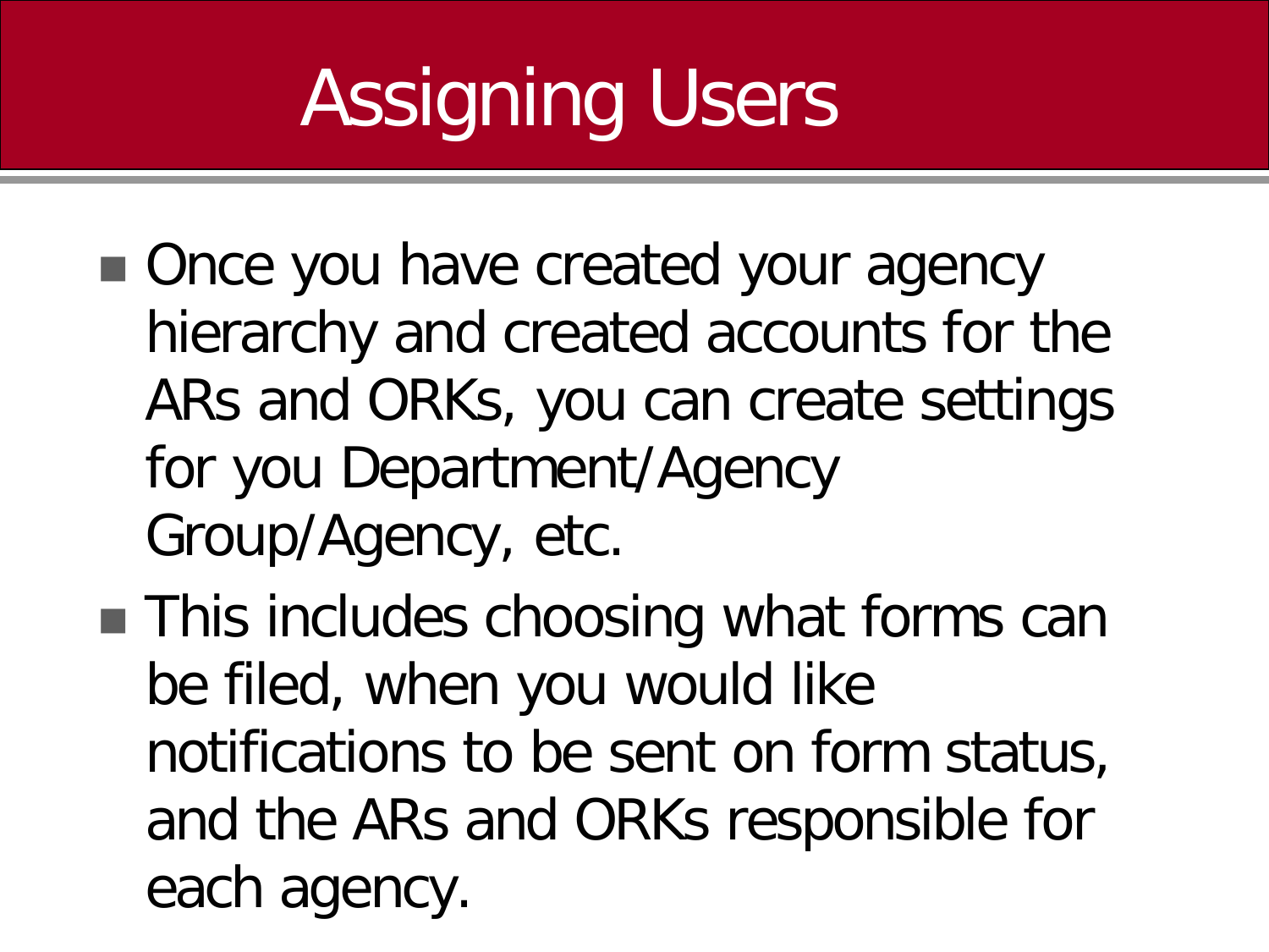# Assigning Users

- Once you have created your agency hierarchy and created accounts for the ARs and ORKs, you can create settings for you Department/Agency Group/Agency, etc.
- This includes choosing what forms can be filed, when you would like notifications to be sent on form status, and the ARs and ORKs responsible for each agency.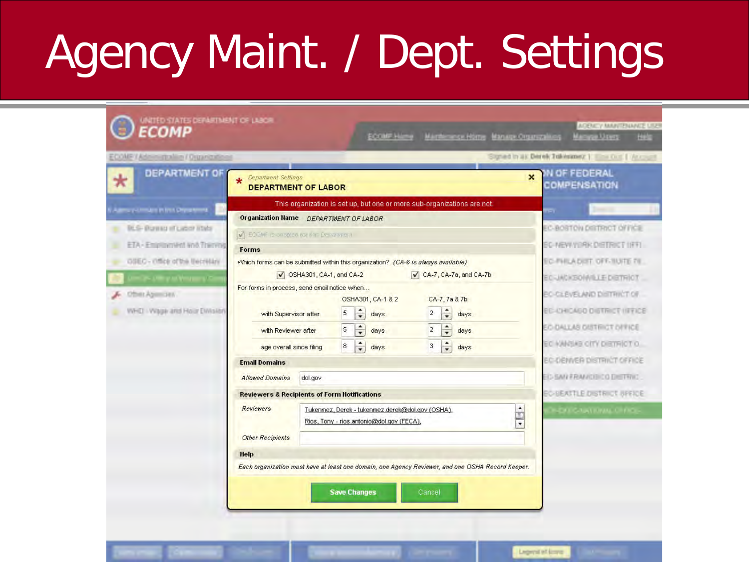# Agency Maint. / Dept. Settings

*Department Settings*

**DEPARTMENT OF LABOR**

This organization is set up, but one or more sub-organizations are not.

**Organization Name** *DEPARTMENT OF LABOR*

ECOMP is enabled for this Department

**Forms**

Which forms can be submitted within this organization? *(CA-6 is always available)*

- [x] OSHA301, CA-1, and CA-2
- [x] CA-7, CA-7a, and CA-7b

For forms in process, send email notice when...

| | OSHA301, CA-1 & 2 | CA-7, 7a & 7b |
|---|---|---|
| with Supervisor after | 5 days | 2 days |
| with Reviewer after | 5 days | 2 days |
| age overall since filing | 8 days | 3 days |

**Email Domains**

*Allowed Domains*: dol.gov

**Reviewers & Recipients of Form Notifications**

*Reviewers*:
Tukenmez, Derek - tukenmez.derek@dol.gov (OSHA),
Rios, Tony - rios.antonio@dol.gov (FECA),

*Other Recipients*:

**Help**

*Each organization must have at least one domain, one Agency Reviewer, and one OSHA Record Keeper.*

Save Changes | Cancel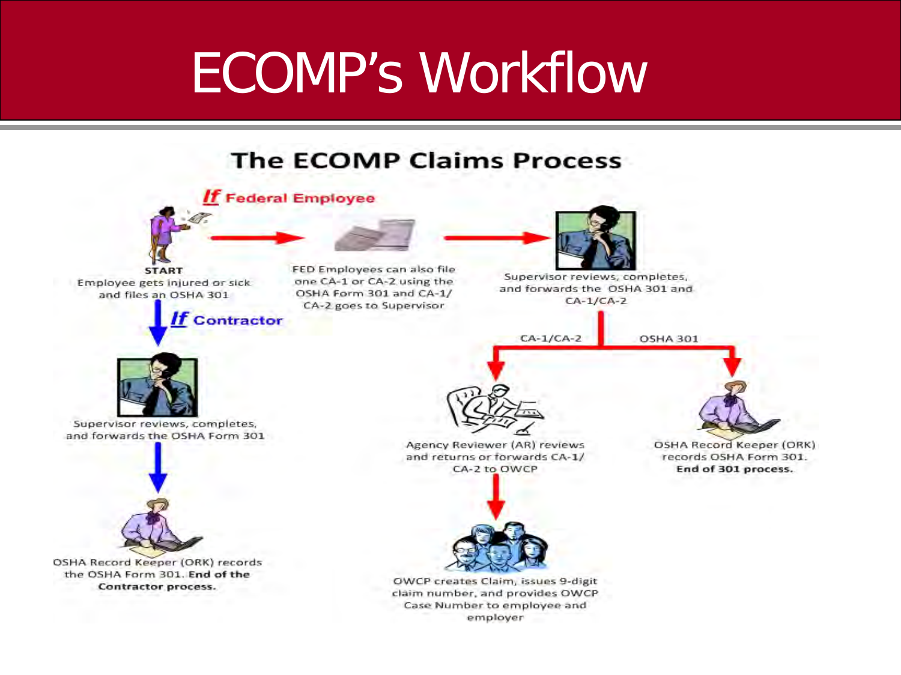# ECOMP's Workflow

## The ECOMP Claims Process

***If* Federal Employee**

**START**
Employee gets injured or sick and files an OSHA 301

FED Employees can also file one CA-1 or CA-2 using the OSHA Form 301 and CA-1/CA-2 goes to Supervisor

Supervisor reviews, completes, and forwards the OSHA 301 and CA-1/CA-2

CA-1/CA-2

Agency Reviewer (AR) reviews and returns or forwards CA-1/CA-2 to OWCP

OWCP creates Claim, issues 9-digit claim number, and provides OWCP Case Number to employee and employer

OSHA 301

OSHA Record Keeper (ORK) records OSHA Form 301. **End of 301 process.**

***If* Contractor**

Supervisor reviews, completes, and forwards the OSHA Form 301

OSHA Record Keeper (ORK) records the OSHA Form 301. **End of the Contractor process.**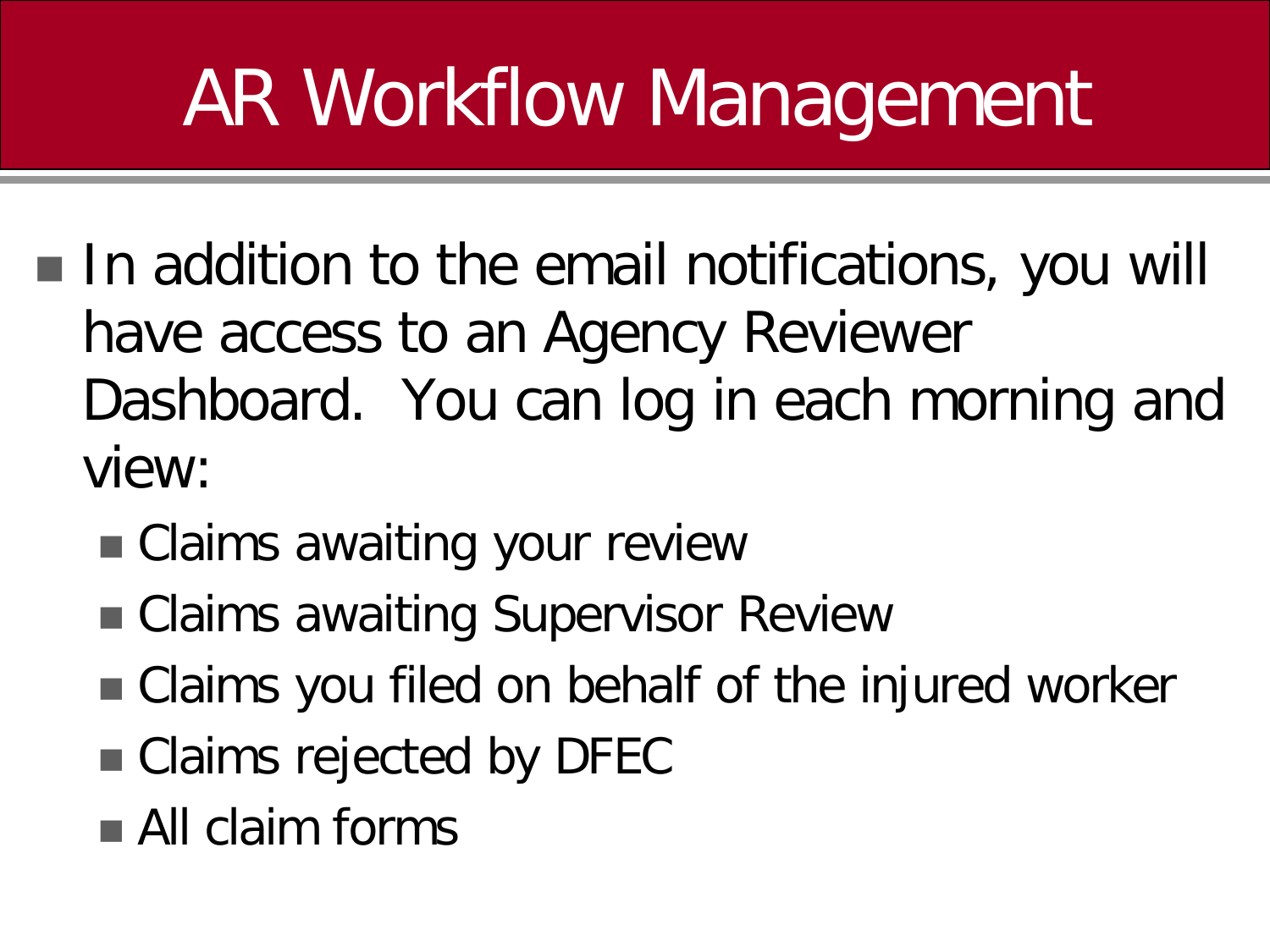# AR Workflow Management

- In addition to the email notifications, you will have access to an Agency Reviewer Dashboard. You can log in each morning and view:
  - Claims awaiting your review
  - Claims awaiting Supervisor Review
  - Claims you filed on behalf of the injured worker
  - Claims rejected by DFEC
  - All claim forms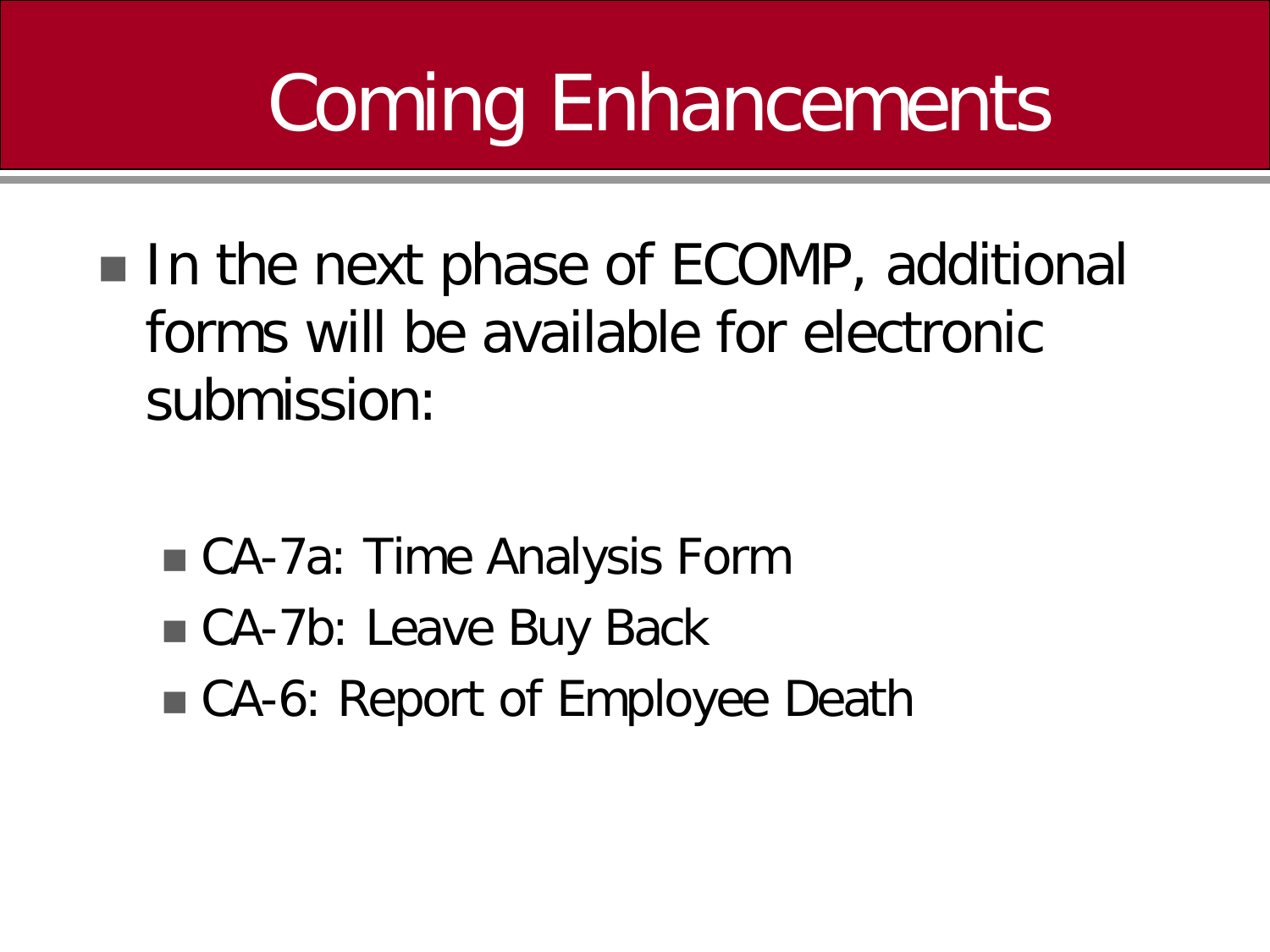# Coming Enhancements

- In the next phase of ECOMP, additional forms will be available for electronic submission:
  - CA-7a: Time Analysis Form
  - CA-7b: Leave Buy Back
  - CA-6: Report of Employee Death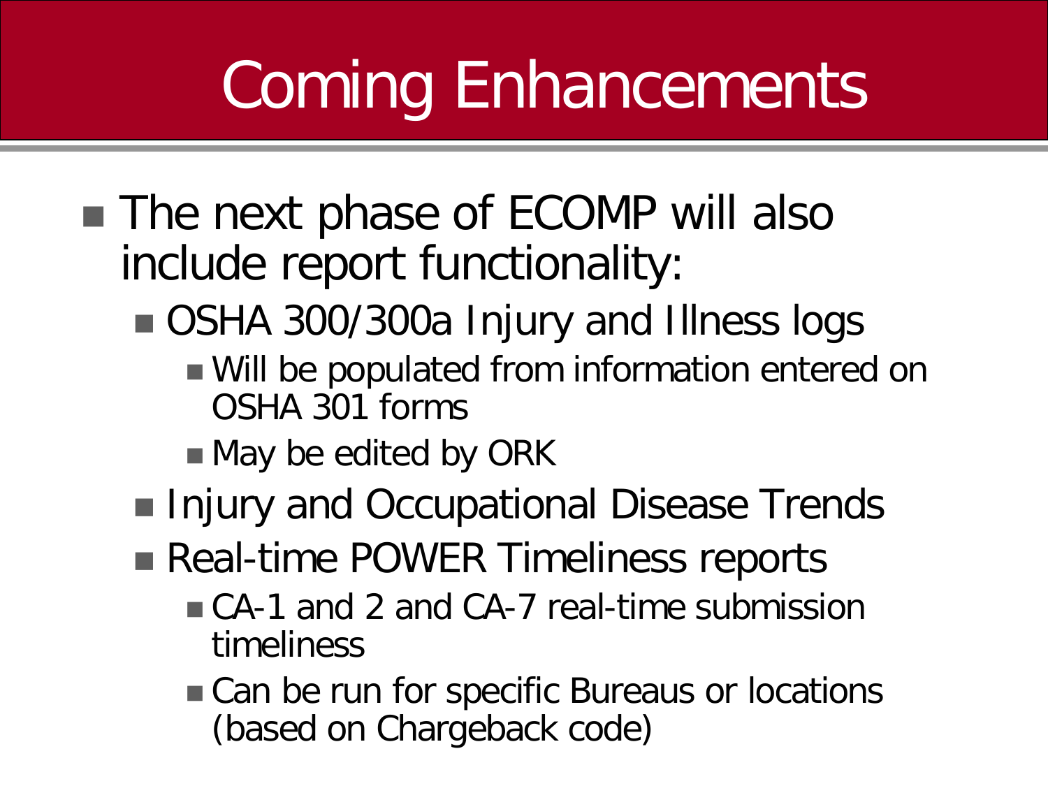# Coming Enhancements

- The next phase of ECOMP will also include report functionality:
  - OSHA 300/300a Injury and Illness logs
    - Will be populated from information entered on OSHA 301 forms
    - May be edited by ORK
  - Injury and Occupational Disease Trends
  - Real-time POWER Timeliness reports
    - CA-1 and 2 and CA-7 real-time submission timeliness
    - Can be run for specific Bureaus or locations (based on Chargeback code)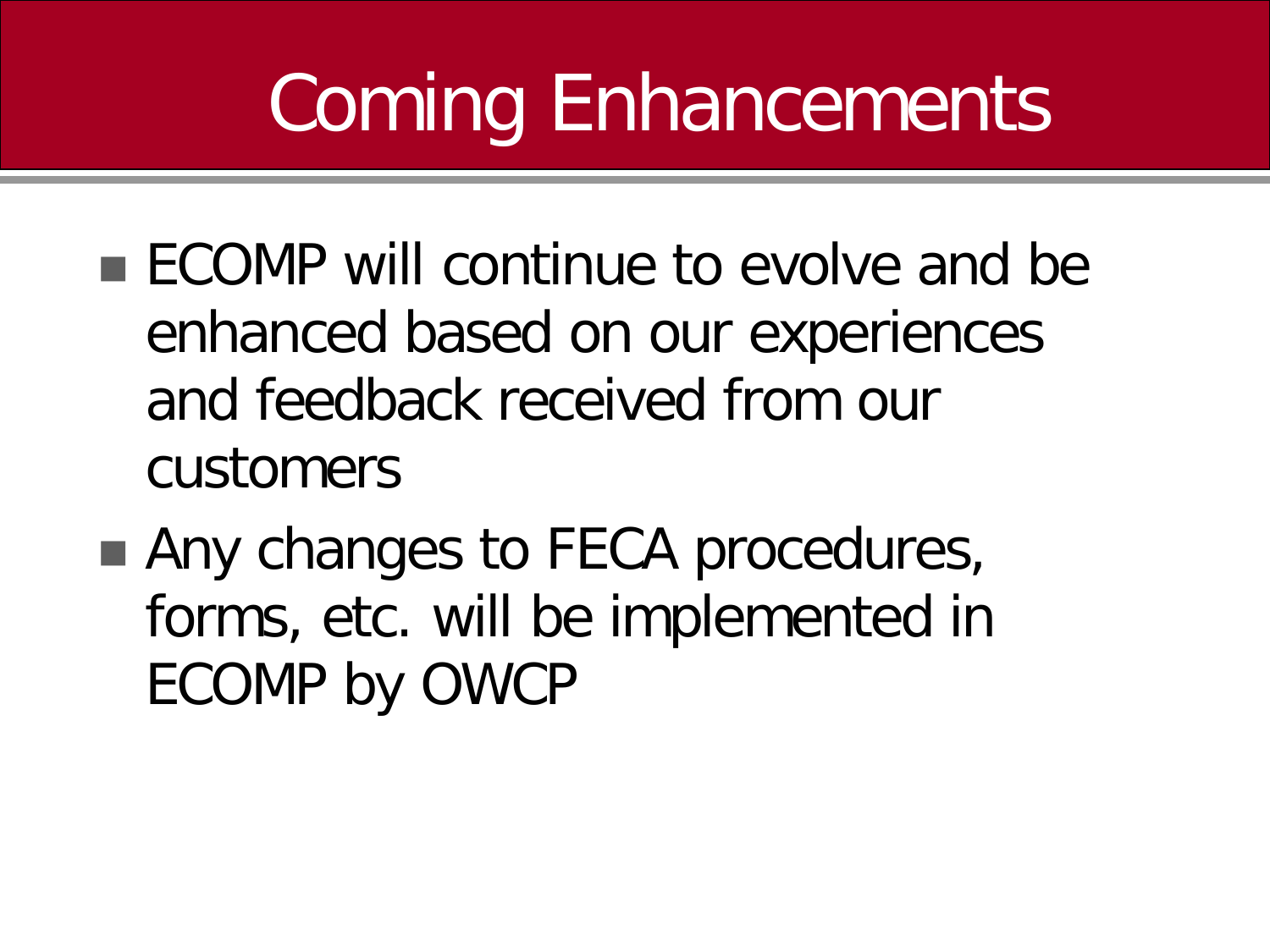# Coming Enhancements

- ECOMP will continue to evolve and be enhanced based on our experiences and feedback received from our customers
- Any changes to FECA procedures, forms, etc. will be implemented in ECOMP by OWCP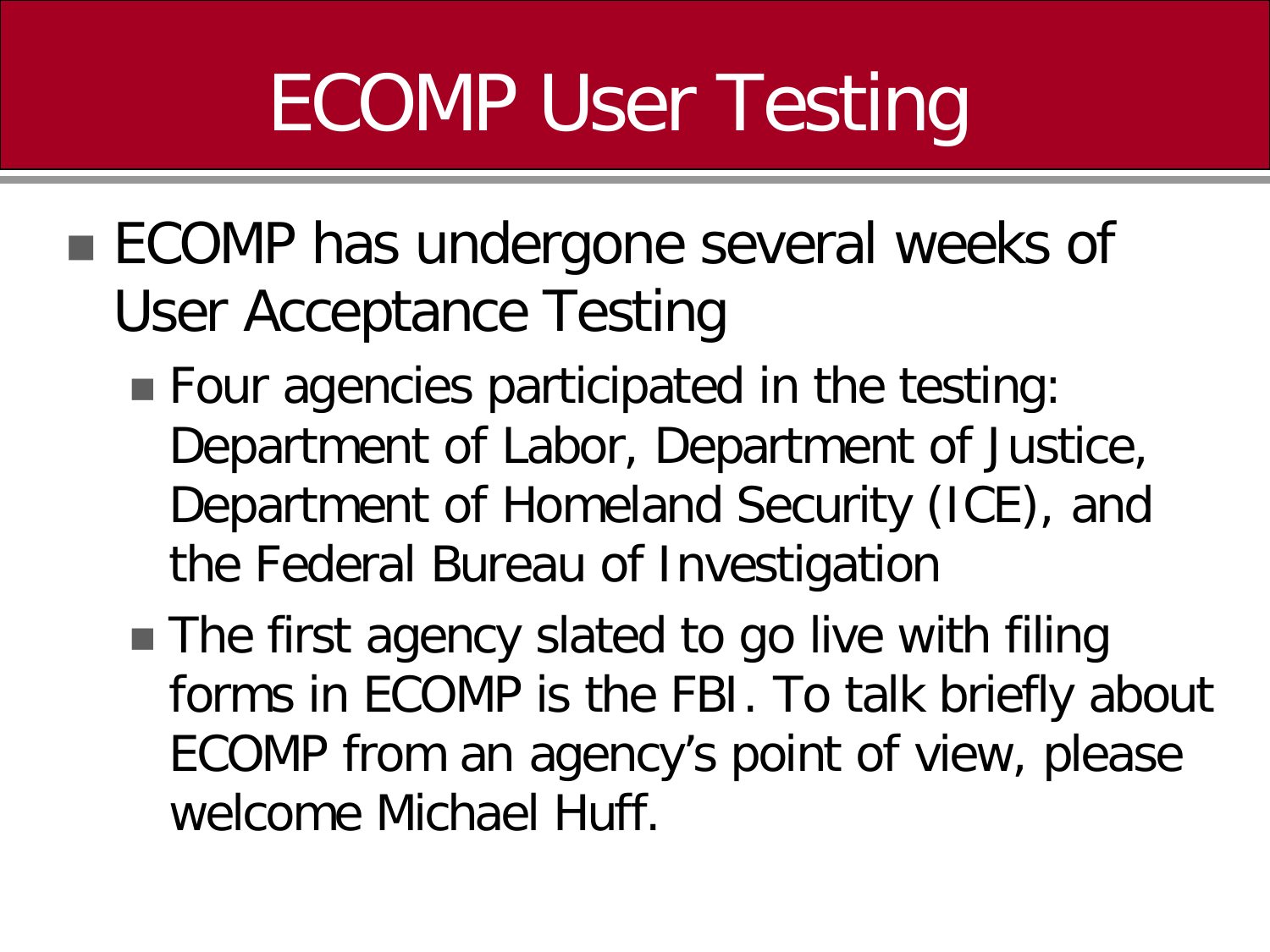# ECOMP User Testing

- ECOMP has undergone several weeks of User Acceptance Testing
  - Four agencies participated in the testing: Department of Labor, Department of Justice, Department of Homeland Security (ICE), and the Federal Bureau of Investigation
  - The first agency slated to go live with filing forms in ECOMP is the FBI. To talk briefly about ECOMP from an agency's point of view, please welcome Michael Huff.